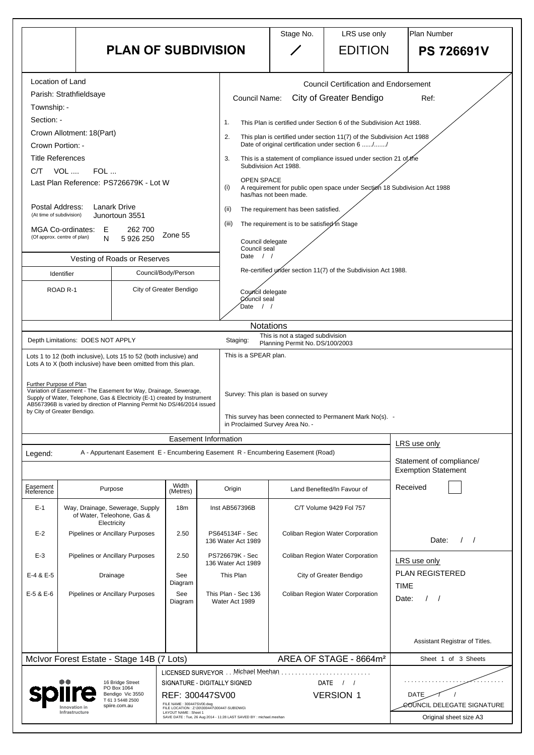# PLAN OF SUBDIVISION

| Stage No. | LRS use only | Plan Number |
|---|---|---|
| / | EDITION | **PS 726691V** |

**Location of Land**

Parish: Strathfieldsaye
Township: -
Section: -
Crown Allotment: 18(Part)
Crown Portion: -
Title References
C/T VOL .... FOL ...
Last Plan Reference: PS726679K - Lot W

Postal Address: (At time of subdivision) Lanark Drive Junortoun 3551

MGA Co-ordinates: (Of approx. centre of plan) E 262 700 N 5 926 250 Zone 55

**Vesting of Roads or Reserves**

| Identifier | Council/Body/Person |
|---|---|
| ROAD R-1 | City of Greater Bendigo |

**Council Certification and Endorsement**

Council Name: City of Greater Bendigo Ref:

1. This Plan is certified under Section 6 of the Subdivision Act 1988.
2. This plan is certified under section 11(7) of the Subdivision Act 1988 Date of original certification under section 6 ...../......./
3. This is a statement of compliance issued under section 21 of the Subdivision Act 1988.

OPEN SPACE
(i) A requirement for public open space under Section 18 Subdivision Act 1988 has/has not been made.
(ii) The requirement has been satisfied.
(iii) The requirement is to be satisfied in Stage

Council delegate
Council seal
Date / /

Re-certified under section 11(7) of the Subdivision Act 1988.

Council delegate
Council seal
Date / /

## Notations

Depth Limitations: DOES NOT APPLY

Staging: This is not a staged subdivision
Planning Permit No. DS/100/2003

Lots 1 to 12 (both inclusive), Lots 15 to 52 (both inclusive) and Lots A to X (both inclusive) have been omitted from this plan.

This is a SPEAR plan.

Further Purpose of Plan
Variation of Easement - The Easement for Way, Drainage, Sewerage, Supply of Water, Telephone, Gas & Electricity (E-1) created by Instrument AB567396B is varied by direction of Planning Permit No DS/46/2014 issued by City of Greater Bendigo.

Survey: This plan is based on survey

This survey has been connected to Permanent Mark No(s). -
in Proclaimed Survey Area No. -

## Easement Information

Legend: A - Appurtenant Easement E - Encumbering Easement R - Encumbering Easement (Road)

| Easement Reference | Purpose | Width (Metres) | Origin | Land Benefited/In Favour of |
|---|---|---|---|---|
| E-1 | Way, Drainage, Sewerage, Supply of Water, Teleohone, Gas & Electricity | 18m | Inst AB567396B | C/T Volume 9429 Fol 757 |
| E-2 | Pipelines or Ancillary Purposes | 2.50 | PS645134F - Sec 136 Water Act 1989 | Coliban Region Water Corporation |
| E-3 | Pipelines or Ancillary Purposes | 2.50 | PS726679K - Sec 136 Water Act 1989 | Coliban Region Water Corporation |
| E-4 & E-5 | Drainage | See Diagram | This Plan | City of Greater Bendigo |
| E-5 & E-6 | Pipelines or Ancillary Purposes | See Diagram | This Plan - Sec 136 Water Act 1989 | Coliban Region Water Corporation |

LRS use only
Statement of compliance/ Exemption Statement
Received
Date: / /

LRS use only
PLAN REGISTERED
TIME
Date: / /

Assistant Registrar of Titles.

McIvor Forest Estate - Stage 14B (7 Lots)

AREA OF STAGE - 8664m²

spiire — Innovation in Infrastructure
16 Bridge Street
PO Box 1064
Bendigo Vic 3550
T 61 3 5448 2500
spiire.com.au

LICENSED SURVEYOR . . Michael Meehan
SIGNATURE - DIGITALLY SIGNED DATE / /
REF: 300447SV00 VERSION 1
FILE NAME : 300447SV00.dwg
FILE LOCATION : Z:\30\300447\300447-SUB\DWG\
LAYOUT NAME : Sheet 1
SAVE DATE : Tue, 26 Aug 2014 - 11:28 LAST SAVED BY : michael.meehan

DATE / /
COUNCIL DELEGATE SIGNATURE

Original sheet size A3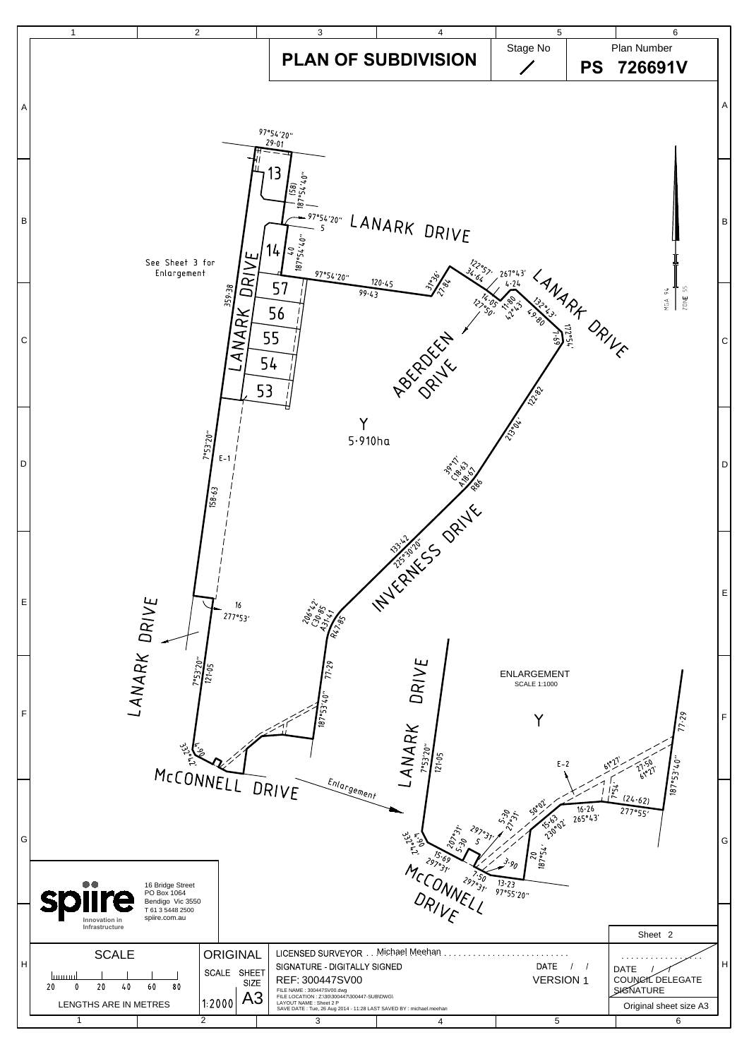# PLAN OF SUBDIVISION

Stage No /

Plan Number **PS 726691V**

See Sheet 3 for Enlargement

LANARK DRIVE

ABERDEEN DRIVE

INVERNESS DRIVE

McCONNELL DRIVE

Y
5·910ha

13 14 57 56 55 54 53

E-1

97°54'20" 29·01
(58) 187°54'40"
97°54'20" 5
40 187°54'40"
97°54'20" 120·45 99·43
31°36' 27·84
122°57' 34·64
267°43' 4·24
14·05 127°50'
11·80 42°43'
132°43' 49·80
172°54' 7·69
122·82 213°04'
39°17' C18·63 A18·67 R86
133·42 225°30'20"
206°42' C30·85 A31·41 R47·85
77·29 187°53'40"
359·38
7°53'20" 158·63
16 277°53'
7°53'20" 121·05
332°42' 4·90

Enlargement

ENLARGEMENT
SCALE 1:1000

Y

E-2

LANARK DRIVE
7°53'20" 121·05
332°42' 4·90
207°31' 5·30
297°31' 5
15·69 297°31'
7·50 297°31'
3·90
13·23 97°55'20"
5·30 27°31'
15·63 230°02'
50°02'
20 187°54'
16·26 265°43'
(24·62) 277°55'
7°54'
61°27'
27·50 61°27'
77·29
187°53'40"

McCONNELL DRIVE

MGA 94 ZONE 55

spiire
Innovation in Infrastructure
16 Bridge Street
PO Box 1064
Bendigo Vic 3550
T 61 3 5448 2500
spiire.com.au

Sheet 2

SCALE
20 0 20 40 60 80
LENGTHS ARE IN METRES

ORIGINAL SCALE 1:2000
SHEET SIZE A3

LICENSED SURVEYOR . . Michael Meehan . . . . . . . . . . . . . . . . . . . . . . . . .
SIGNATURE - DIGITALLY SIGNED
REF: 300447SV00
FILE NAME : 300447SV00.dwg
FILE LOCATION : Z:\30\300447\300447-SUB\DWG\
LAYOUT NAME : Sheet 2 P
SAVE DATE : Tue, 26 Aug 2014 - 11:28 LAST SAVED BY : michael.meehan

DATE / /
VERSION 1

DATE / /
COUNCIL DELEGATE SIGNATURE

Original sheet size A3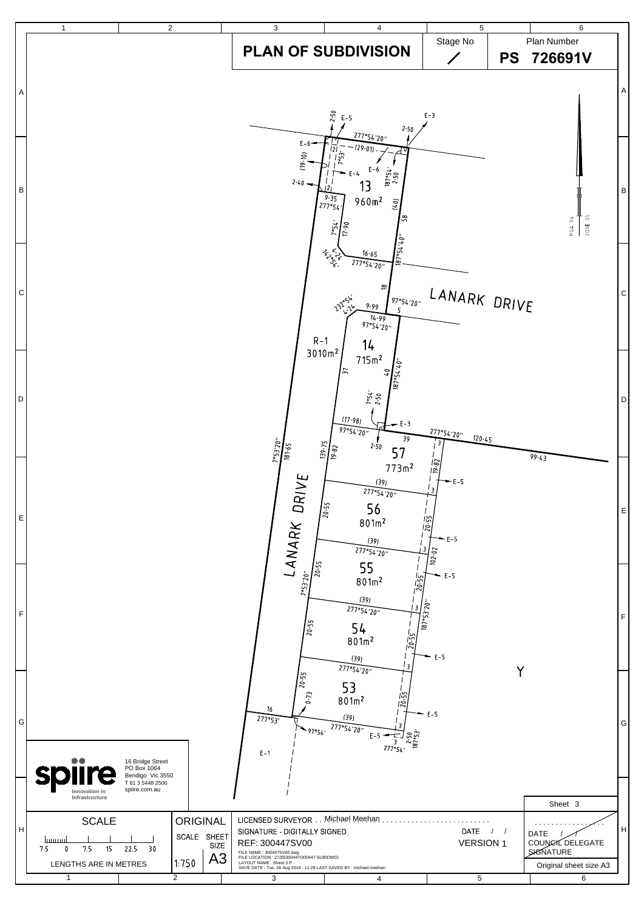# PLAN OF SUBDIVISION

Stage No

/

Plan Number

**PS 726691V**

LANARK DRIVE

LANARK DRIVE

13
960m²

14
715m²

R-1
3010m²

57
773m²

56
801m²

55
801m²

54
801m²

53
801m²

E-1 E-3 E-4 E-5 E-6

MGA 94 ZONE 55

Y

16 Bridge Street
PO Box 1064
Bendigo Vic 3550
T 61 3 5448 2500
spiire.com.au

spiire
Innovation in Infrastructure

Sheet 3

SCALE

7.5 0 7.5 15 22.5 30

LENGTHS ARE IN METRES

ORIGINAL SCALE 1:750

SHEET SIZE A3

LICENSED SURVEYOR . . Michael Meehan . . . . . . . . . . . . . . . . . . . . . . . . .

SIGNATURE - DIGITALLY SIGNED

DATE / /

REF: 300447SV00

VERSION 1

FILE NAME : 300447SV00.dwg
FILE LOCATION : Z:\30\300447\300447-SUB\DWG\
LAYOUT NAME : Sheet 3 P
SAVE DATE : Tue, 26 Aug 2014 - 11:28 LAST SAVED BY : michael.meehan

DATE / /
COUNCIL DELEGATE SIGNATURE

Original sheet size A3